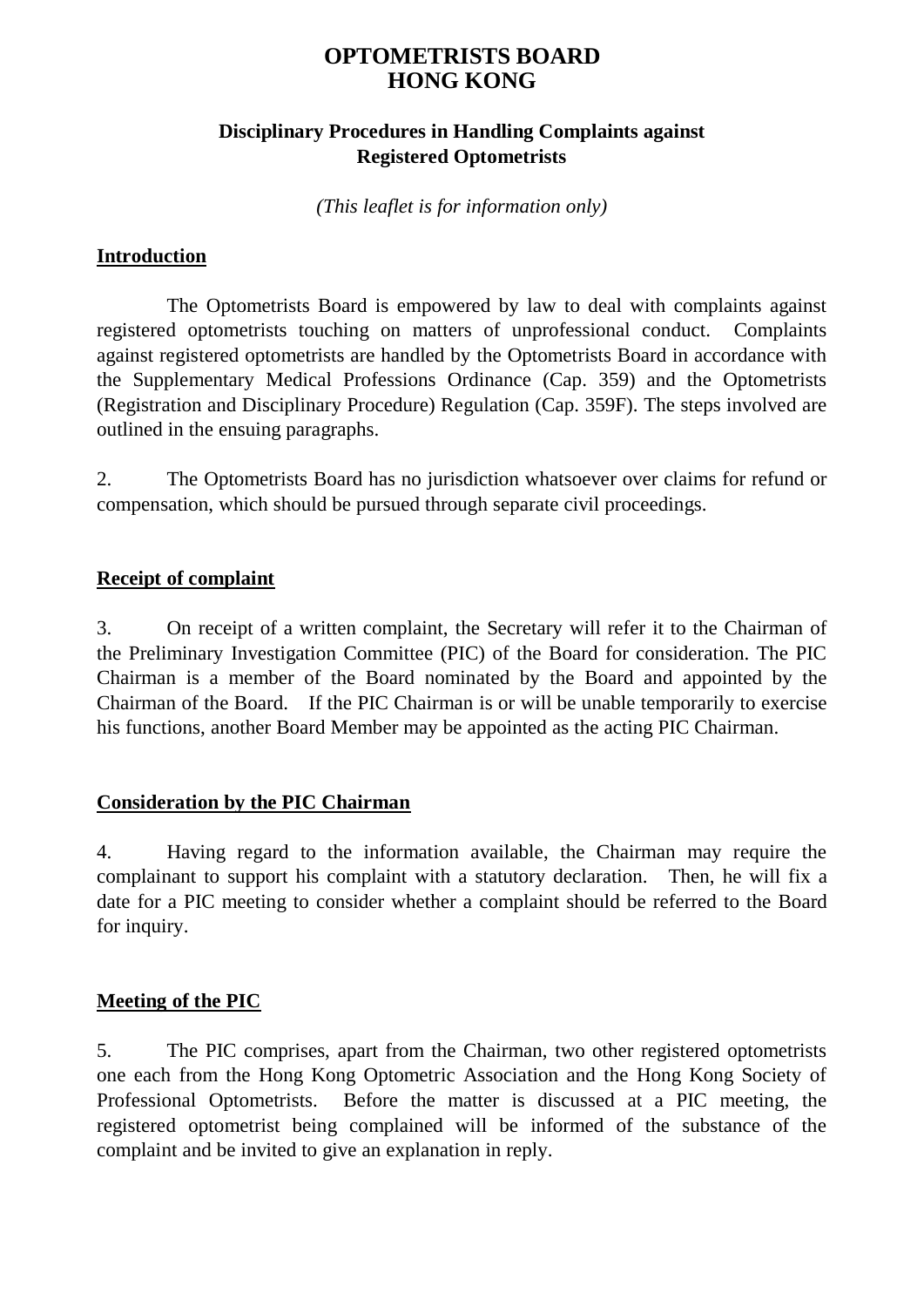# OPTOMETRISTS BOARD
# HONG KONG

## Disciplinary Procedures in Handling Complaints against Registered Optometrists

*(This leaflet is for information only)*

### Introduction

The Optometrists Board is empowered by law to deal with complaints against registered optometrists touching on matters of unprofessional conduct. Complaints against registered optometrists are handled by the Optometrists Board in accordance with the Supplementary Medical Professions Ordinance (Cap. 359) and the Optometrists (Registration and Disciplinary Procedure) Regulation (Cap. 359F). The steps involved are outlined in the ensuing paragraphs.

2. The Optometrists Board has no jurisdiction whatsoever over claims for refund or compensation, which should be pursued through separate civil proceedings.

### Receipt of complaint

3. On receipt of a written complaint, the Secretary will refer it to the Chairman of the Preliminary Investigation Committee (PIC) of the Board for consideration. The PIC Chairman is a member of the Board nominated by the Board and appointed by the Chairman of the Board. If the PIC Chairman is or will be unable temporarily to exercise his functions, another Board Member may be appointed as the acting PIC Chairman.

### Consideration by the PIC Chairman

4. Having regard to the information available, the Chairman may require the complainant to support his complaint with a statutory declaration. Then, he will fix a date for a PIC meeting to consider whether a complaint should be referred to the Board for inquiry.

### Meeting of the PIC

5. The PIC comprises, apart from the Chairman, two other registered optometrists one each from the Hong Kong Optometric Association and the Hong Kong Society of Professional Optometrists. Before the matter is discussed at a PIC meeting, the registered optometrist being complained will be informed of the substance of the complaint and be invited to give an explanation in reply.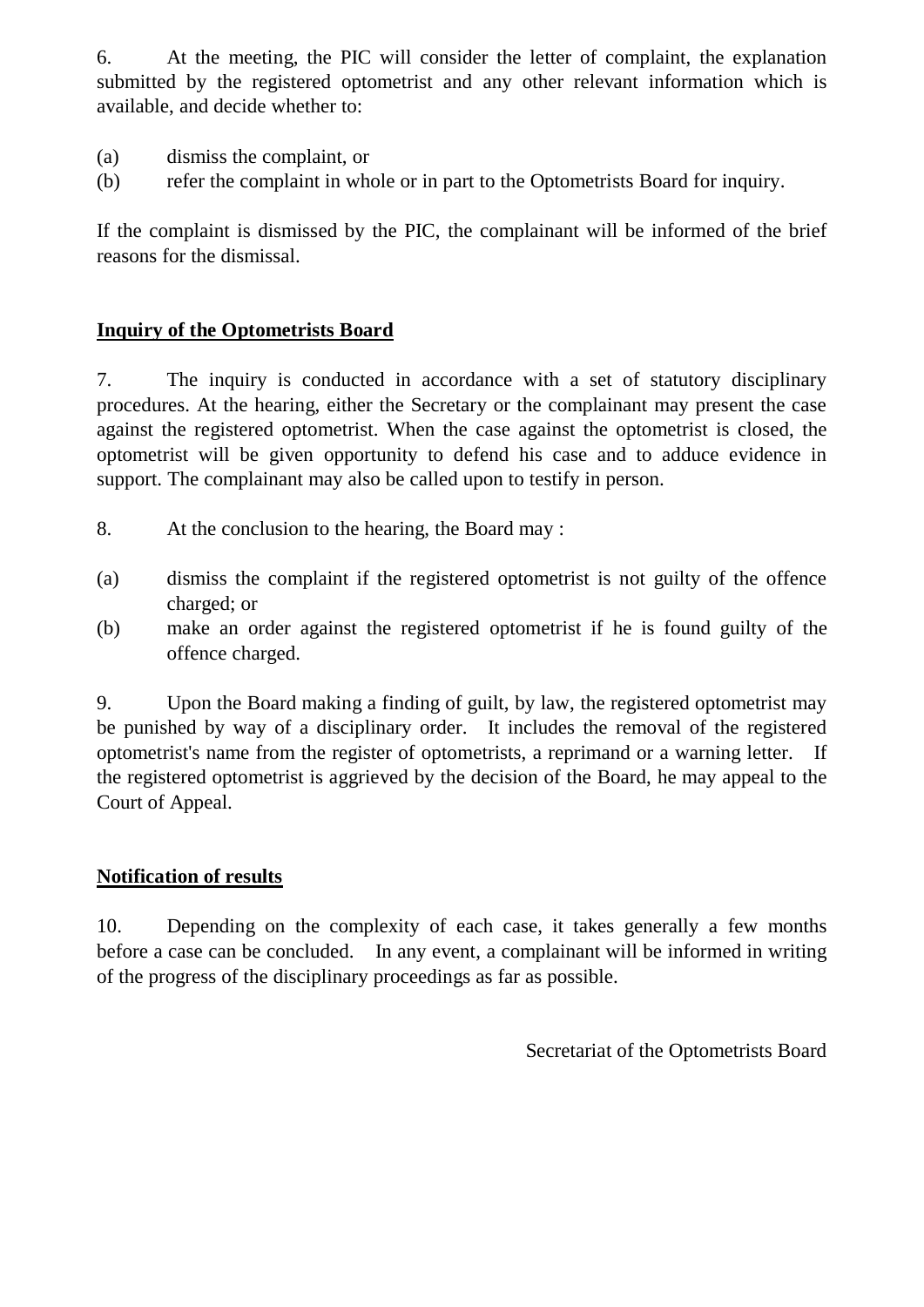6. At the meeting, the PIC will consider the letter of complaint, the explanation submitted by the registered optometrist and any other relevant information which is available, and decide whether to:

(a) dismiss the complaint, or
(b) refer the complaint in whole or in part to the Optometrists Board for inquiry.

If the complaint is dismissed by the PIC, the complainant will be informed of the brief reasons for the dismissal.

## Inquiry of the Optometrists Board

7. The inquiry is conducted in accordance with a set of statutory disciplinary procedures. At the hearing, either the Secretary or the complainant may present the case against the registered optometrist. When the case against the optometrist is closed, the optometrist will be given opportunity to defend his case and to adduce evidence in support. The complainant may also be called upon to testify in person.

8. At the conclusion to the hearing, the Board may :

(a) dismiss the complaint if the registered optometrist is not guilty of the offence charged; or
(b) make an order against the registered optometrist if he is found guilty of the offence charged.

9. Upon the Board making a finding of guilt, by law, the registered optometrist may be punished by way of a disciplinary order. It includes the removal of the registered optometrist's name from the register of optometrists, a reprimand or a warning letter. If the registered optometrist is aggrieved by the decision of the Board, he may appeal to the Court of Appeal.

## Notification of results

10. Depending on the complexity of each case, it takes generally a few months before a case can be concluded. In any event, a complainant will be informed in writing of the progress of the disciplinary proceedings as far as possible.

Secretariat of the Optometrists Board